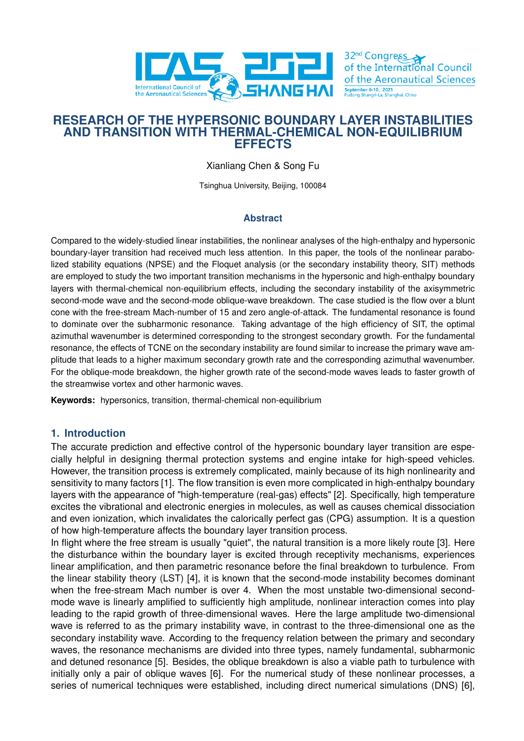# RESEARCH OF THE HYPERSONIC BOUNDARY LAYER INSTABILITIES AND TRANSITION WITH THERMAL-CHEMICAL NON-EQUILIBRIUM EFFECTS

Xianliang Chen & Song Fu

Tsinghua University, Beijing, 100084

## Abstract

Compared to the widely-studied linear instabilities, the nonlinear analyses of the high-enthalpy and hypersonic boundary-layer transition had received much less attention. In this paper, the tools of the nonlinear parabolized stability equations (NPSE) and the Floquet analysis (or the secondary instability theory, SIT) methods are employed to study the two important transition mechanisms in the hypersonic and high-enthalpy boundary layers with thermal-chemical non-equilibrium effects, including the secondary instability of the axisymmetric second-mode wave and the second-mode oblique-wave breakdown. The case studied is the flow over a blunt cone with the free-stream Mach-number of 15 and zero angle-of-attack. The fundamental resonance is found to dominate over the subharmonic resonance. Taking advantage of the high efficiency of SIT, the optimal azimuthal wavenumber is determined corresponding to the strongest secondary growth. For the fundamental resonance, the effects of TCNE on the secondary instability are found similar to increase the primary wave amplitude that leads to a higher maximum secondary growth rate and the corresponding azimuthal wavenumber. For the oblique-mode breakdown, the higher growth rate of the second-mode waves leads to faster growth of the streamwise vortex and other harmonic waves.

**Keywords:** hypersonics, transition, thermal-chemical non-equilibrium

## 1. Introduction

The accurate prediction and effective control of the hypersonic boundary layer transition are especially helpful in designing thermal protection systems and engine intake for high-speed vehicles. However, the transition process is extremely complicated, mainly because of its high nonlinearity and sensitivity to many factors [1]. The flow transition is even more complicated in high-enthalpy boundary layers with the appearance of "high-temperature (real-gas) effects" [2]. Specifically, high temperature excites the vibrational and electronic energies in molecules, as well as causes chemical dissociation and even ionization, which invalidates the calorically perfect gas (CPG) assumption. It is a question of how high-temperature affects the boundary layer transition process.

In flight where the free stream is usually "quiet", the natural transition is a more likely route [3]. Here the disturbance within the boundary layer is excited through receptivity mechanisms, experiences linear amplification, and then parametric resonance before the final breakdown to turbulence. From the linear stability theory (LST) [4], it is known that the second-mode instability becomes dominant when the free-stream Mach number is over 4. When the most unstable two-dimensional second-mode wave is linearly amplified to sufficiently high amplitude, nonlinear interaction comes into play leading to the rapid growth of three-dimensional waves. Here the large amplitude two-dimensional wave is referred to as the primary instability wave, in contrast to the three-dimensional one as the secondary instability wave. According to the frequency relation between the primary and secondary waves, the resonance mechanisms are divided into three types, namely fundamental, subharmonic and detuned resonance [5]. Besides, the oblique breakdown is also a viable path to turbulence with initially only a pair of oblique waves [6]. For the numerical study of these nonlinear processes, a series of numerical techniques were established, including direct numerical simulations (DNS) [6],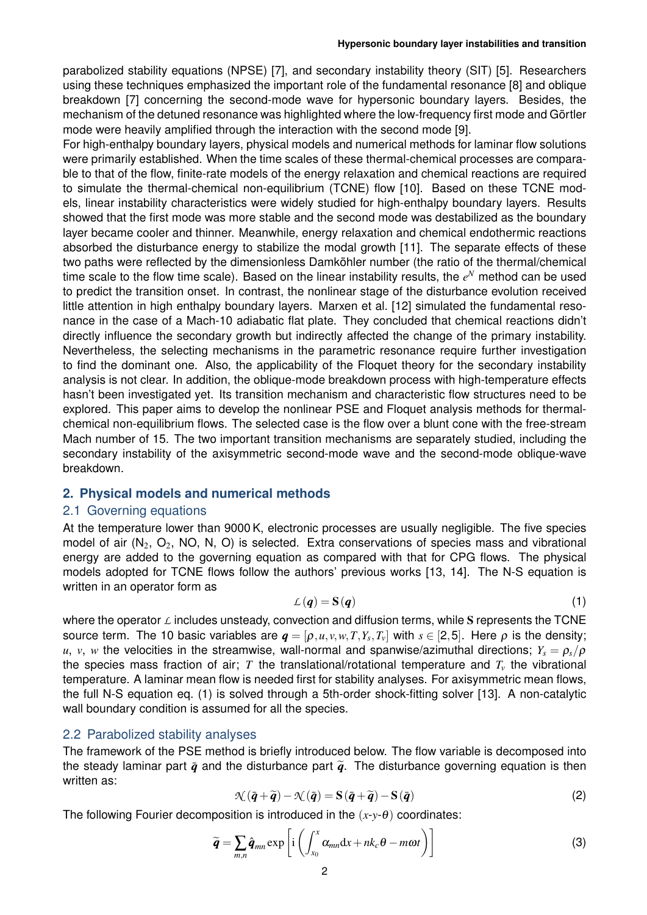parabolized stability equations (NPSE) [7], and secondary instability theory (SIT) [5]. Researchers using these techniques emphasized the important role of the fundamental resonance [8] and oblique breakdown [7] concerning the second-mode wave for hypersonic boundary layers. Besides, the mechanism of the detuned resonance was highlighted where the low-frequency first mode and Görtler mode were heavily amplified through the interaction with the second mode [9].

For high-enthalpy boundary layers, physical models and numerical methods for laminar flow solutions were primarily established. When the time scales of these thermal-chemical processes are comparable to that of the flow, finite-rate models of the energy relaxation and chemical reactions are required to simulate the thermal-chemical non-equilibrium (TCNE) flow [10]. Based on these TCNE models, linear instability characteristics were widely studied for high-enthalpy boundary layers. Results showed that the first mode was more stable and the second mode was destabilized as the boundary layer became cooler and thinner. Meanwhile, energy relaxation and chemical endothermic reactions absorbed the disturbance energy to stabilize the modal growth [11]. The separate effects of these two paths were reflected by the dimensionless Damköhler number (the ratio of the thermal/chemical time scale to the flow time scale). Based on the linear instability results, the $e^N$ method can be used to predict the transition onset. In contrast, the nonlinear stage of the disturbance evolution received little attention in high enthalpy boundary layers. Marxen et al. [12] simulated the fundamental resonance in the case of a Mach-10 adiabatic flat plate. They concluded that chemical reactions didn't directly influence the secondary growth but indirectly affected the change of the primary instability. Nevertheless, the selecting mechanisms in the parametric resonance require further investigation to find the dominant one. Also, the applicability of the Floquet theory for the secondary instability analysis is not clear. In addition, the oblique-mode breakdown process with high-temperature effects hasn't been investigated yet. Its transition mechanism and characteristic flow structures need to be explored. This paper aims to develop the nonlinear PSE and Floquet analysis methods for thermal-chemical non-equilibrium flows. The selected case is the flow over a blunt cone with the free-stream Mach number of 15. The two important transition mechanisms are separately studied, including the secondary instability of the axisymmetric second-mode wave and the second-mode oblique-wave breakdown.

## 2. Physical models and numerical methods

### 2.1 Governing equations

At the temperature lower than 9000 K, electronic processes are usually negligible. The five species model of air ($N_2$, $O_2$, NO, N, O) is selected. Extra conservations of species mass and vibrational energy are added to the governing equation as compared with that for CPG flows. The physical models adopted for TCNE flows follow the authors' previous works [13, 14]. The N-S equation is written in an operator form as

$$\mathcal{L}(\boldsymbol{q}) = \mathbf{S}(\boldsymbol{q}) \tag{1}$$

where the operator $\mathcal{L}$ includes unsteady, convection and diffusion terms, while $\mathbf{S}$ represents the TCNE source term. The 10 basic variables are $\boldsymbol{q} = [\rho, u, v, w, T, Y_s, T_v]$ with $s \in [2,5]$. Here $\rho$ is the density; $u$, $v$, $w$ the velocities in the streamwise, wall-normal and spanwise/azimuthal directions; $Y_s = \rho_s/\rho$ the species mass fraction of air; $T$ the translational/rotational temperature and $T_v$ the vibrational temperature. A laminar mean flow is needed first for stability analyses. For axisymmetric mean flows, the full N-S equation eq. (1) is solved through a 5th-order shock-fitting solver [13]. A non-catalytic wall boundary condition is assumed for all the species.

### 2.2 Parabolized stability analyses

The framework of the PSE method is briefly introduced below. The flow variable is decomposed into the steady laminar part $\bar{\boldsymbol{q}}$ and the disturbance part $\widetilde{\boldsymbol{q}}$. The disturbance governing equation is then written as:

$$\mathcal{N}(\bar{\boldsymbol{q}} + \widetilde{\boldsymbol{q}}) - \mathcal{N}(\bar{\boldsymbol{q}}) = \mathbf{S}(\bar{\boldsymbol{q}} + \widetilde{\boldsymbol{q}}) - \mathbf{S}(\bar{\boldsymbol{q}}) \tag{2}$$

The following Fourier decomposition is introduced in the $(x$-$y$-$\theta)$ coordinates:

$$\widetilde{\boldsymbol{q}} = \sum_{m,n} \hat{\boldsymbol{q}}_{mn} \exp\left[\mathrm{i}\left(\int_{x_0}^{x} \alpha_{mn} \mathrm{d}x + nk_c\theta - m\omega t\right)\right] \tag{3}$$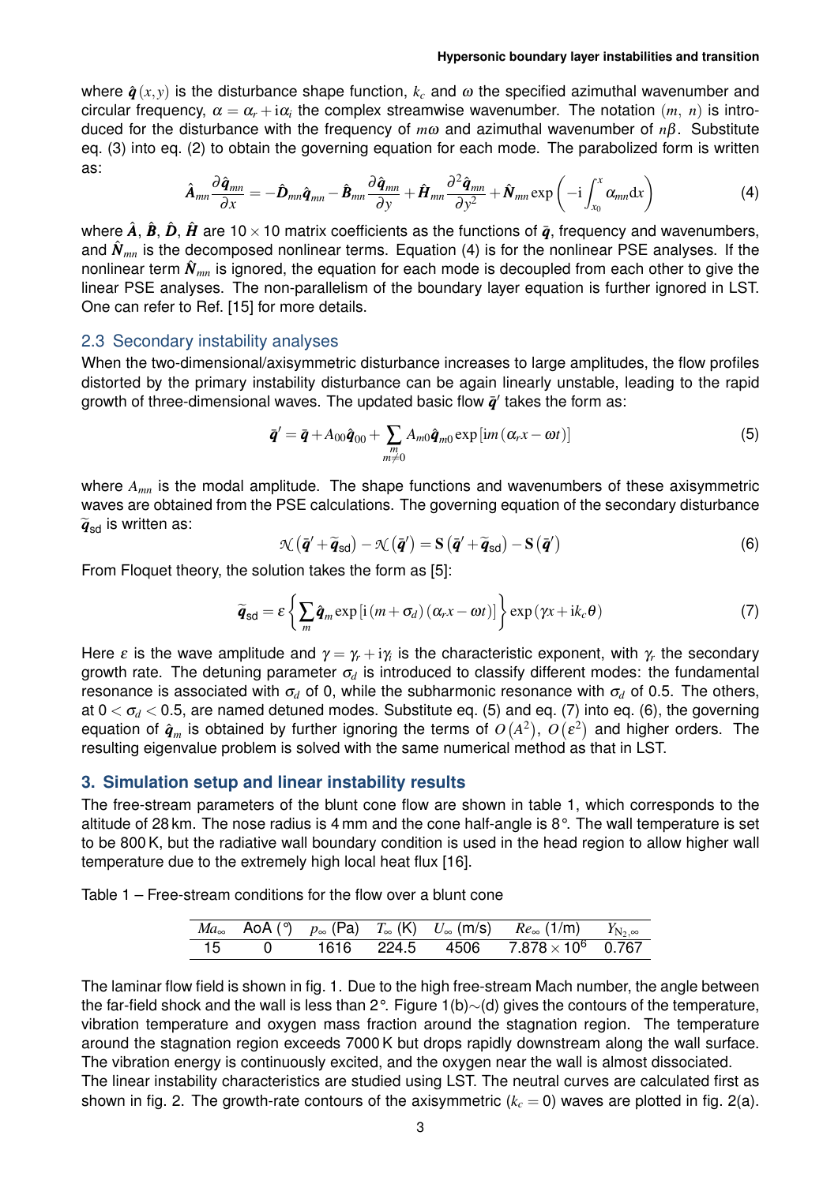where $\hat{\boldsymbol{q}}(x,y)$ is the disturbance shape function, $k_c$ and $\omega$ the specified azimuthal wavenumber and circular frequency, $\alpha = \alpha_r + \mathrm{i}\alpha_i$ the complex streamwise wavenumber. The notation $(m,\ n)$ is introduced for the disturbance with the frequency of $m\omega$ and azimuthal wavenumber of $n\beta$. Substitute eq. (3) into eq. (2) to obtain the governing equation for each mode. The parabolized form is written as:

$$\hat{\boldsymbol{A}}_{mn}\frac{\partial \hat{\boldsymbol{q}}_{mn}}{\partial x} = -\hat{\boldsymbol{D}}_{mn}\hat{\boldsymbol{q}}_{mn} - \hat{\boldsymbol{B}}_{mn}\frac{\partial \hat{\boldsymbol{q}}_{mn}}{\partial y} + \hat{\boldsymbol{H}}_{mn}\frac{\partial^2 \hat{\boldsymbol{q}}_{mn}}{\partial y^2} + \hat{\boldsymbol{N}}_{mn}\exp\left(-\mathrm{i}\int_{x_0}^{x}\alpha_{mn}\mathrm{d}x\right) \tag{4}$$

where $\hat{\boldsymbol{A}}$, $\hat{\boldsymbol{B}}$, $\hat{\boldsymbol{D}}$, $\hat{\boldsymbol{H}}$ are $10\times10$ matrix coefficients as the functions of $\bar{\boldsymbol{q}}$, frequency and wavenumbers, and $\hat{\boldsymbol{N}}_{mn}$ is the decomposed nonlinear terms. Equation (4) is for the nonlinear PSE analyses. If the nonlinear term $\hat{\boldsymbol{N}}_{mn}$ is ignored, the equation for each mode is decoupled from each other to give the linear PSE analyses. The non-parallelism of the boundary layer equation is further ignored in LST. One can refer to Ref. [15] for more details.

### 2.3 Secondary instability analyses

When the two-dimensional/axisymmetric disturbance increases to large amplitudes, the flow profiles distorted by the primary instability disturbance can be again linearly unstable, leading to the rapid growth of three-dimensional waves. The updated basic flow $\bar{\boldsymbol{q}}'$ takes the form as:

$$\bar{\boldsymbol{q}}' = \bar{\boldsymbol{q}} + A_{00}\hat{\boldsymbol{q}}_{00} + \sum_{\substack{m \\ m\neq 0}} A_{m0}\hat{\boldsymbol{q}}_{m0}\exp\left[\mathrm{i}m\left(\alpha_r x - \omega t\right)\right] \tag{5}$$

where $A_{mn}$ is the modal amplitude. The shape functions and wavenumbers of these axisymmetric waves are obtained from the PSE calculations. The governing equation of the secondary disturbance $\widetilde{\boldsymbol{q}}_{\mathrm{sd}}$ is written as:

$$\mathcal{N}\left(\bar{\boldsymbol{q}}' + \widetilde{\boldsymbol{q}}_{\mathrm{sd}}\right) - \mathcal{N}\left(\bar{\boldsymbol{q}}'\right) = \mathbf{S}\left(\bar{\boldsymbol{q}}' + \widetilde{\boldsymbol{q}}_{\mathrm{sd}}\right) - \mathbf{S}\left(\bar{\boldsymbol{q}}'\right) \tag{6}$$

From Floquet theory, the solution takes the form as [5]:

$$\widetilde{\boldsymbol{q}}_{\mathrm{sd}} = \varepsilon\left\{\sum_{m}\hat{\boldsymbol{q}}_m \exp\left[\mathrm{i}\left(m+\sigma_d\right)\left(\alpha_r x - \omega t\right)\right]\right\}\exp\left(\gamma x + \mathrm{i}k_c\theta\right) \tag{7}$$

Here $\varepsilon$ is the wave amplitude and $\gamma = \gamma_r + \mathrm{i}\gamma_i$ is the characteristic exponent, with $\gamma_r$ the secondary growth rate. The detuning parameter $\sigma_d$ is introduced to classify different modes: the fundamental resonance is associated with $\sigma_d$ of 0, while the subharmonic resonance with $\sigma_d$ of 0.5. The others, at $0 < \sigma_d < 0.5$, are named detuned modes. Substitute eq. (5) and eq. (7) into eq. (6), the governing equation of $\hat{\boldsymbol{q}}_m$ is obtained by further ignoring the terms of $O\left(A^2\right)$, $O\left(\varepsilon^2\right)$ and higher orders. The resulting eigenvalue problem is solved with the same numerical method as that in LST.

## 3. Simulation setup and linear instability results

The free-stream parameters of the blunt cone flow are shown in table 1, which corresponds to the altitude of 28 km. The nose radius is 4 mm and the cone half-angle is 8°. The wall temperature is set to be 800 K, but the radiative wall boundary condition is used in the head region to allow higher wall temperature due to the extremely high local heat flux [16].

Table 1 – Free-stream conditions for the flow over a blunt cone

| $Ma_\infty$ | AoA (°) | $p_\infty$ (Pa) | $T_\infty$ (K) | $U_\infty$ (m/s) | $Re_\infty$ (1/m) | $Y_{\mathrm{N_2},\infty}$ |
|---|---|---|---|---|---|---|
| 15 | 0 | 1616 | 224.5 | 4506 | $7.878\times10^6$ | 0.767 |

The laminar flow field is shown in fig. 1. Due to the high free-stream Mach number, the angle between the far-field shock and the wall is less than 2°. Figure 1(b)∼(d) gives the contours of the temperature, vibration temperature and oxygen mass fraction around the stagnation region. The temperature around the stagnation region exceeds 7000 K but drops rapidly downstream along the wall surface. The vibration energy is continuously excited, and the oxygen near the wall is almost dissociated.

The linear instability characteristics are studied using LST. The neutral curves are calculated first as shown in fig. 2. The growth-rate contours of the axisymmetric ($k_c = 0$) waves are plotted in fig. 2(a).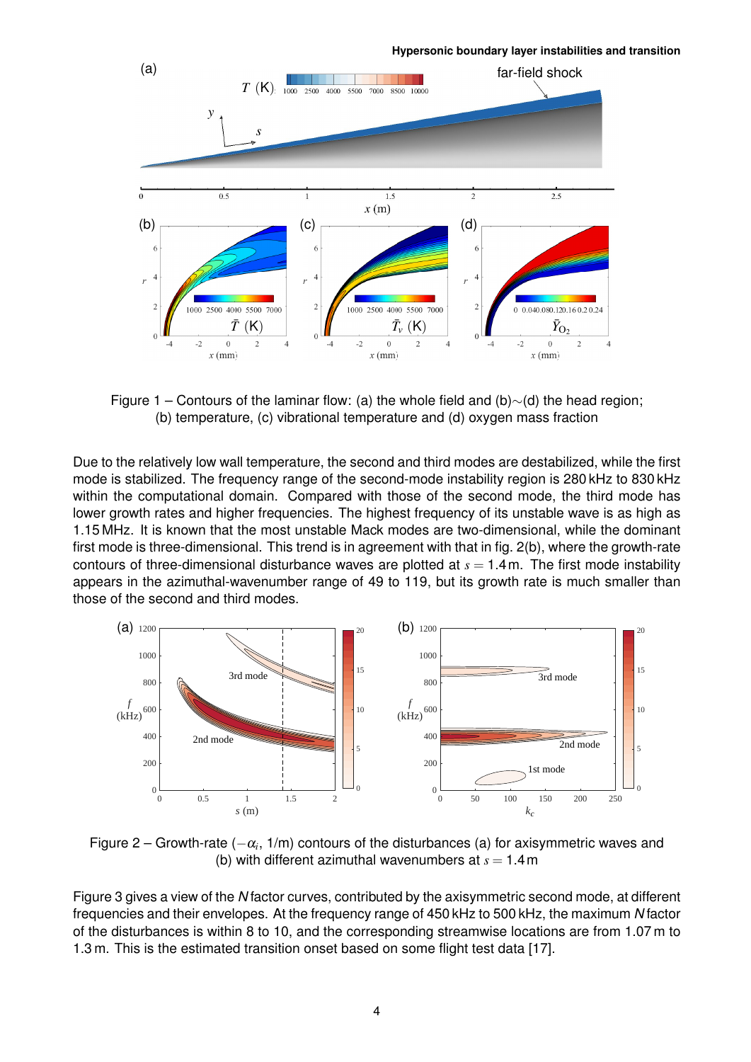Figure 1 – Contours of the laminar flow: (a) the whole field and (b)∼(d) the head region; (b) temperature, (c) vibrational temperature and (d) oxygen mass fraction

Due to the relatively low wall temperature, the second and third modes are destabilized, while the first mode is stabilized. The frequency range of the second-mode instability region is 280 kHz to 830 kHz within the computational domain. Compared with those of the second mode, the third mode has lower growth rates and higher frequencies. The highest frequency of its unstable wave is as high as 1.15 MHz. It is known that the most unstable Mack modes are two-dimensional, while the dominant first mode is three-dimensional. This trend is in agreement with that in fig. 2(b), where the growth-rate contours of three-dimensional disturbance waves are plotted at $s = 1.4$ m. The first mode instability appears in the azimuthal-wavenumber range of 49 to 119, but its growth rate is much smaller than those of the second and third modes.

Figure 2 – Growth-rate ($-\alpha_i$, 1/m) contours of the disturbances (a) for axisymmetric waves and (b) with different azimuthal wavenumbers at $s = 1.4$ m

Figure 3 gives a view of the *N* factor curves, contributed by the axisymmetric second mode, at different frequencies and their envelopes. At the frequency range of 450 kHz to 500 kHz, the maximum *N* factor of the disturbances is within 8 to 10, and the corresponding streamwise locations are from 1.07 m to 1.3 m. This is the estimated transition onset based on some flight test data [17].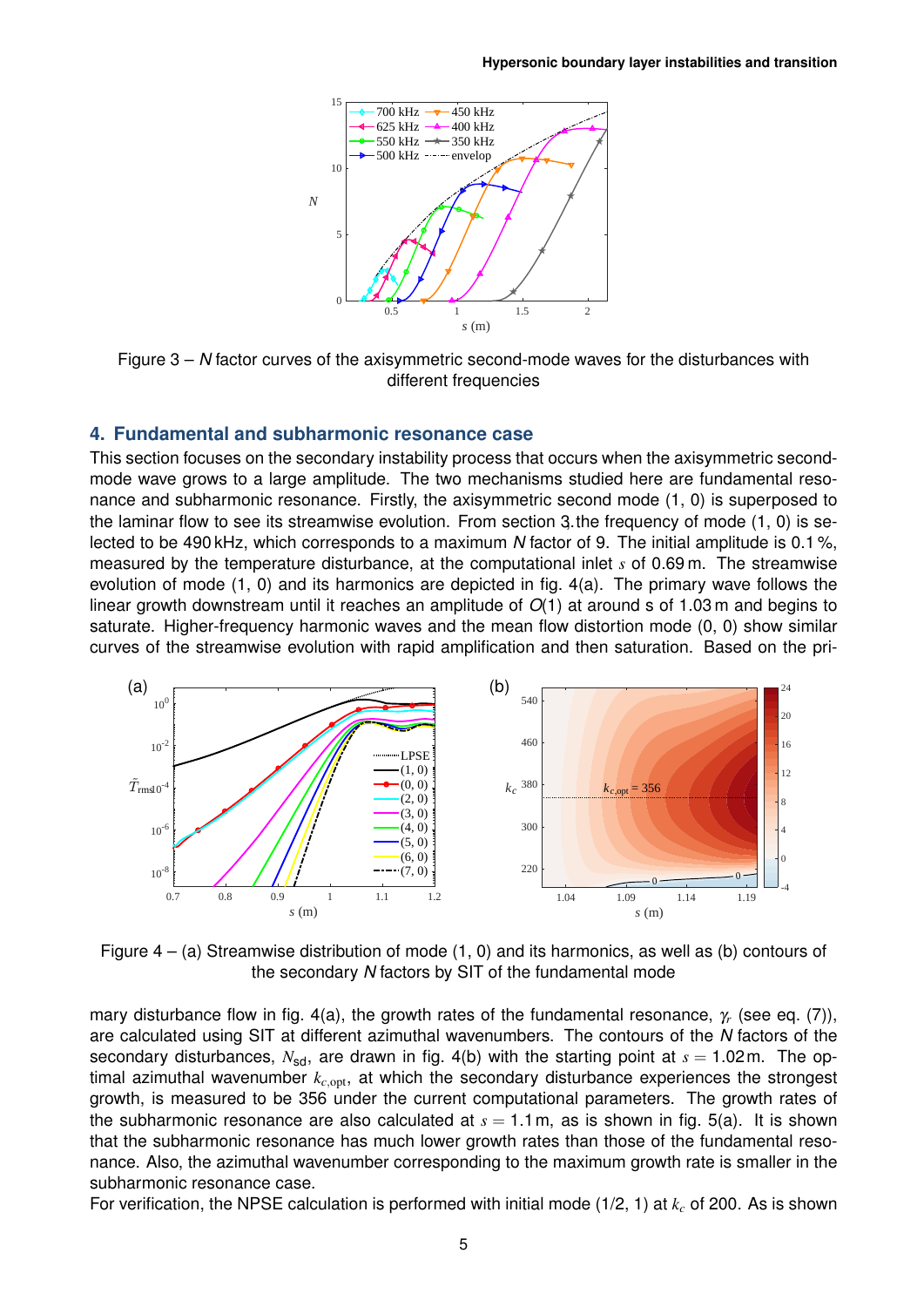Figure 3 – $N$ factor curves of the axisymmetric second-mode waves for the disturbances with different frequencies

## 4. Fundamental and subharmonic resonance case

This section focuses on the secondary instability process that occurs when the axisymmetric second-mode wave grows to a large amplitude. The two mechanisms studied here are fundamental resonance and subharmonic resonance. Firstly, the axisymmetric second mode (1, 0) is superposed to the laminar flow to see its streamwise evolution. From section 3 the frequency of mode (1, 0) is selected to be 490 kHz, which corresponds to a maximum $N$ factor of 9. The initial amplitude is 0.1 %, measured by the temperature disturbance, at the computational inlet $s$ of 0.69 m. The streamwise evolution of mode (1, 0) and its harmonics are depicted in fig. 4(a). The primary wave follows the linear growth downstream until it reaches an amplitude of $O(1)$ at around s of 1.03 m and begins to saturate. Higher-frequency harmonic waves and the mean flow distortion mode (0, 0) show similar curves of the streamwise evolution with rapid amplification and then saturation. Based on the primary disturbance flow in fig. 4(a), the growth rates of the fundamental resonance, $\gamma_r$ (see eq. (7)), are calculated using SIT at different azimuthal wavenumbers. The contours of the $N$ factors of the secondary disturbances, $N_{\text{sd}}$, are drawn in fig. 4(b) with the starting point at $s = 1.02$ m. The optimal azimuthal wavenumber $k_{c,\text{opt}}$, at which the secondary disturbance experiences the strongest growth, is measured to be 356 under the current computational parameters. The growth rates of the subharmonic resonance are also calculated at $s = 1.1$ m, as is shown in fig. 5(a). It is shown that the subharmonic resonance has much lower growth rates than those of the fundamental resonance. Also, the azimuthal wavenumber corresponding to the maximum growth rate is smaller in the subharmonic resonance case.

Figure 4 – (a) Streamwise distribution of mode (1, 0) and its harmonics, as well as (b) contours of the secondary $N$ factors by SIT of the fundamental mode

For verification, the NPSE calculation is performed with initial mode (1/2, 1) at $k_c$ of 200. As is shown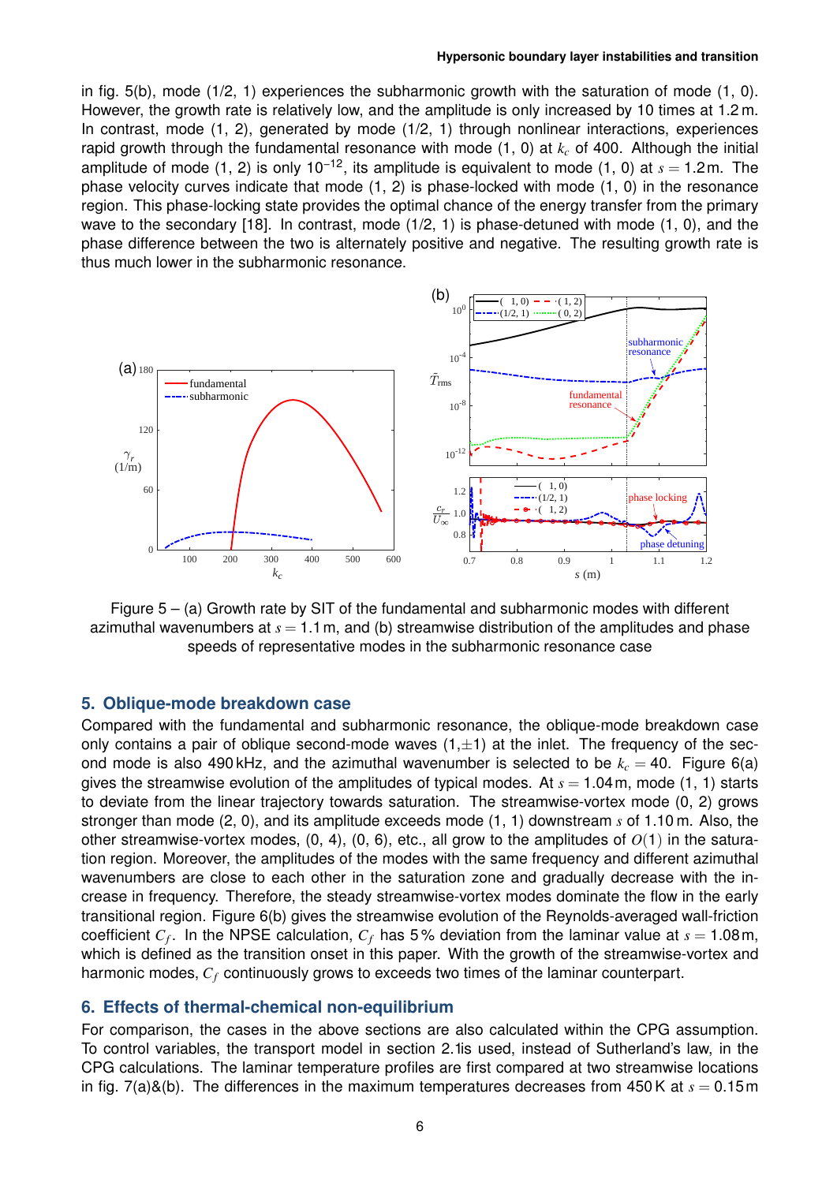in fig. 5(b), mode (1/2, 1) experiences the subharmonic growth with the saturation of mode (1, 0). However, the growth rate is relatively low, and the amplitude is only increased by 10 times at 1.2 m. In contrast, mode (1, 2), generated by mode (1/2, 1) through nonlinear interactions, experiences rapid growth through the fundamental resonance with mode (1, 0) at $k_c$ of 400. Although the initial amplitude of mode (1, 2) is only $10^{-12}$, its amplitude is equivalent to mode (1, 0) at $s = 1.2$ m. The phase velocity curves indicate that mode (1, 2) is phase-locked with mode (1, 0) in the resonance region. This phase-locking state provides the optimal chance of the energy transfer from the primary wave to the secondary [18]. In contrast, mode (1/2, 1) is phase-detuned with mode (1, 0), and the phase difference between the two is alternately positive and negative. The resulting growth rate is thus much lower in the subharmonic resonance.

Figure 5 – (a) Growth rate by SIT of the fundamental and subharmonic modes with different azimuthal wavenumbers at $s = 1.1$ m, and (b) streamwise distribution of the amplitudes and phase speeds of representative modes in the subharmonic resonance case

## 5. Oblique-mode breakdown case

Compared with the fundamental and subharmonic resonance, the oblique-mode breakdown case only contains a pair of oblique second-mode waves $(1, \pm 1)$ at the inlet. The frequency of the second mode is also 490 kHz, and the azimuthal wavenumber is selected to be $k_c = 40$. Figure 6(a) gives the streamwise evolution of the amplitudes of typical modes. At $s = 1.04$ m, mode (1, 1) starts to deviate from the linear trajectory towards saturation. The streamwise-vortex mode (0, 2) grows stronger than mode (2, 0), and its amplitude exceeds mode (1, 1) downstream $s$ of 1.10 m. Also, the other streamwise-vortex modes, (0, 4), (0, 6), etc., all grow to the amplitudes of $O(1)$ in the saturation region. Moreover, the amplitudes of the modes with the same frequency and different azimuthal wavenumbers are close to each other in the saturation zone and gradually decrease with the increase in frequency. Therefore, the steady streamwise-vortex modes dominate the flow in the early transitional region. Figure 6(b) gives the streamwise evolution of the Reynolds-averaged wall-friction coefficient $C_f$. In the NPSE calculation, $C_f$ has 5 % deviation from the laminar value at $s = 1.08$ m, which is defined as the transition onset in this paper. With the growth of the streamwise-vortex and harmonic modes, $C_f$ continuously grows to exceeds two times of the laminar counterpart.

## 6. Effects of thermal-chemical non-equilibrium

For comparison, the cases in the above sections are also calculated within the CPG assumption. To control variables, the transport model in section 2.1is used, instead of Sutherland's law, in the CPG calculations. The laminar temperature profiles are first compared at two streamwise locations in fig. 7(a)&(b). The differences in the maximum temperatures decreases from 450 K at $s = 0.15$ m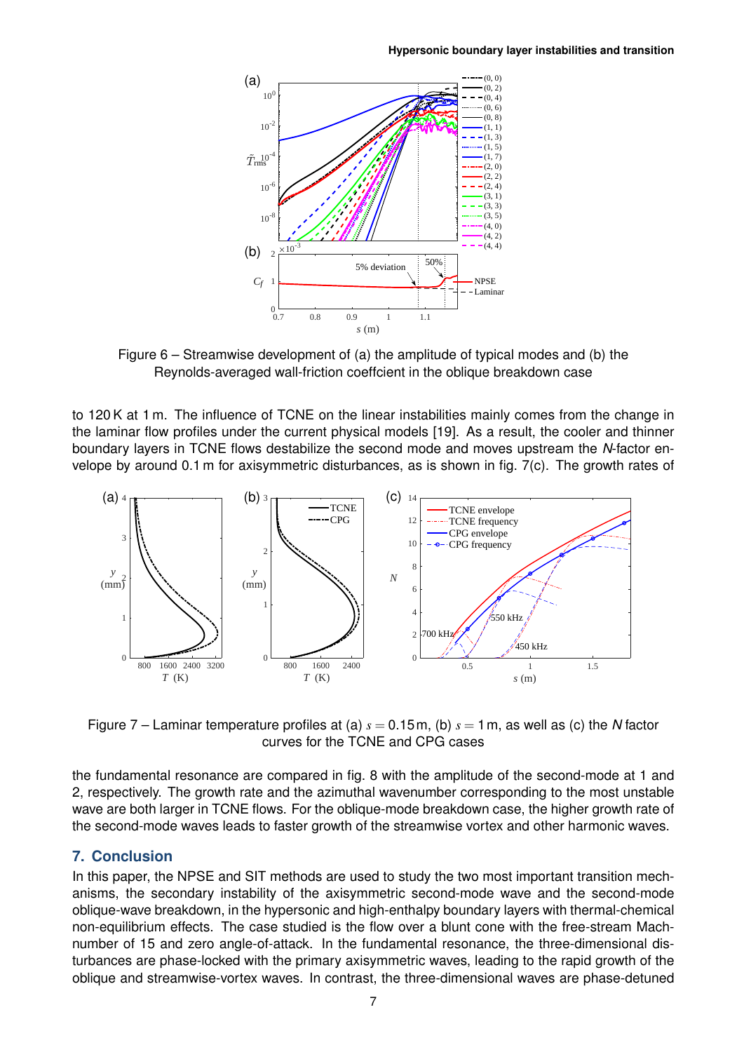Figure 6 – Streamwise development of (a) the amplitude of typical modes and (b) the Reynolds-averaged wall-friction coeffcient in the oblique breakdown case

to 120 K at 1 m. The influence of TCNE on the linear instabilities mainly comes from the change in the laminar flow profiles under the current physical models [19]. As a result, the cooler and thinner boundary layers in TCNE flows destabilize the second mode and moves upstream the *N*-factor envelope by around 0.1 m for axisymmetric disturbances, as is shown in fig. 7(c). The growth rates of the fundamental resonance are compared in fig. 8 with the amplitude of the second-mode at 1 and 2, respectively. The growth rate and the azimuthal wavenumber corresponding to the most unstable wave are both larger in TCNE flows. For the oblique-mode breakdown case, the higher growth rate of the second-mode waves leads to faster growth of the streamwise vortex and other harmonic waves.

Figure 7 – Laminar temperature profiles at (a) $s = 0.15$ m, (b) $s = 1$ m, as well as (c) the *N* factor curves for the TCNE and CPG cases

## 7. Conclusion

In this paper, the NPSE and SIT methods are used to study the two most important transition mechanisms, the secondary instability of the axisymmetric second-mode wave and the second-mode oblique-wave breakdown, in the hypersonic and high-enthalpy boundary layers with thermal-chemical non-equilibrium effects. The case studied is the flow over a blunt cone with the free-stream Mach-number of 15 and zero angle-of-attack. In the fundamental resonance, the three-dimensional disturbances are phase-locked with the primary axisymmetric waves, leading to the rapid growth of the oblique and streamwise-vortex waves. In contrast, the three-dimensional waves are phase-detuned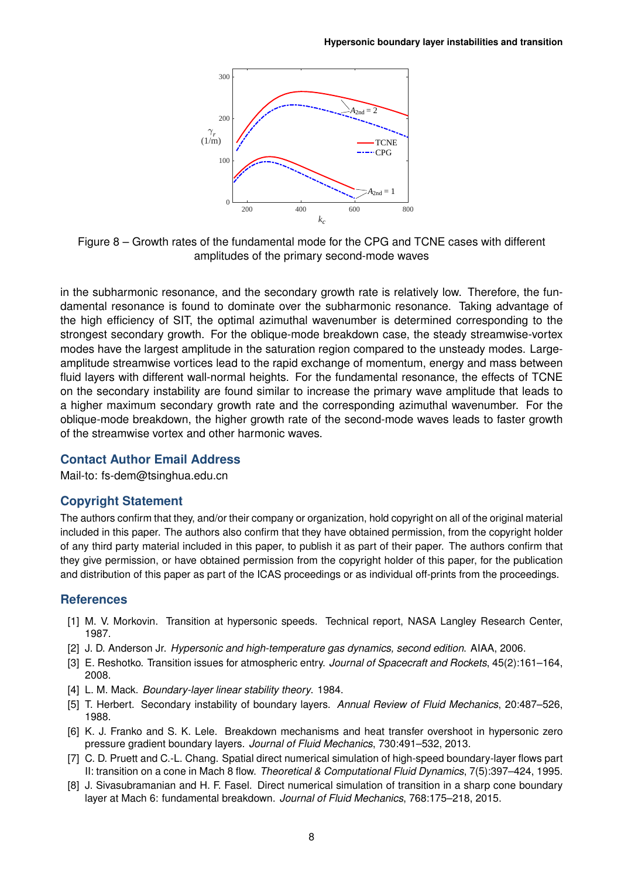Figure 8 – Growth rates of the fundamental mode for the CPG and TCNE cases with different amplitudes of the primary second-mode waves

in the subharmonic resonance, and the secondary growth rate is relatively low. Therefore, the fundamental resonance is found to dominate over the subharmonic resonance. Taking advantage of the high efficiency of SIT, the optimal azimuthal wavenumber is determined corresponding to the strongest secondary growth. For the oblique-mode breakdown case, the steady streamwise-vortex modes have the largest amplitude in the saturation region compared to the unsteady modes. Large-amplitude streamwise vortices lead to the rapid exchange of momentum, energy and mass between fluid layers with different wall-normal heights. For the fundamental resonance, the effects of TCNE on the secondary instability are found similar to increase the primary wave amplitude that leads to a higher maximum secondary growth rate and the corresponding azimuthal wavenumber. For the oblique-mode breakdown, the higher growth rate of the second-mode waves leads to faster growth of the streamwise vortex and other harmonic waves.

## Contact Author Email Address

Mail-to: fs-dem@tsinghua.edu.cn

## Copyright Statement

The authors confirm that they, and/or their company or organization, hold copyright on all of the original material included in this paper. The authors also confirm that they have obtained permission, from the copyright holder of any third party material included in this paper, to publish it as part of their paper. The authors confirm that they give permission, or have obtained permission from the copyright holder of this paper, for the publication and distribution of this paper as part of the ICAS proceedings or as individual off-prints from the proceedings.

## References

[1] M. V. Morkovin. Transition at hypersonic speeds. Technical report, NASA Langley Research Center, 1987.

[2] J. D. Anderson Jr. *Hypersonic and high-temperature gas dynamics, second edition.* AIAA, 2006.

[3] E. Reshotko. Transition issues for atmospheric entry. *Journal of Spacecraft and Rockets*, 45(2):161–164, 2008.

[4] L. M. Mack. *Boundary-layer linear stability theory*. 1984.

[5] T. Herbert. Secondary instability of boundary layers. *Annual Review of Fluid Mechanics*, 20:487–526, 1988.

[6] K. J. Franko and S. K. Lele. Breakdown mechanisms and heat transfer overshoot in hypersonic zero pressure gradient boundary layers. *Journal of Fluid Mechanics*, 730:491–532, 2013.

[7] C. D. Pruett and C.-L. Chang. Spatial direct numerical simulation of high-speed boundary-layer flows part II: transition on a cone in Mach 8 flow. *Theoretical & Computational Fluid Dynamics*, 7(5):397–424, 1995.

[8] J. Sivasubramanian and H. F. Fasel. Direct numerical simulation of transition in a sharp cone boundary layer at Mach 6: fundamental breakdown. *Journal of Fluid Mechanics*, 768:175–218, 2015.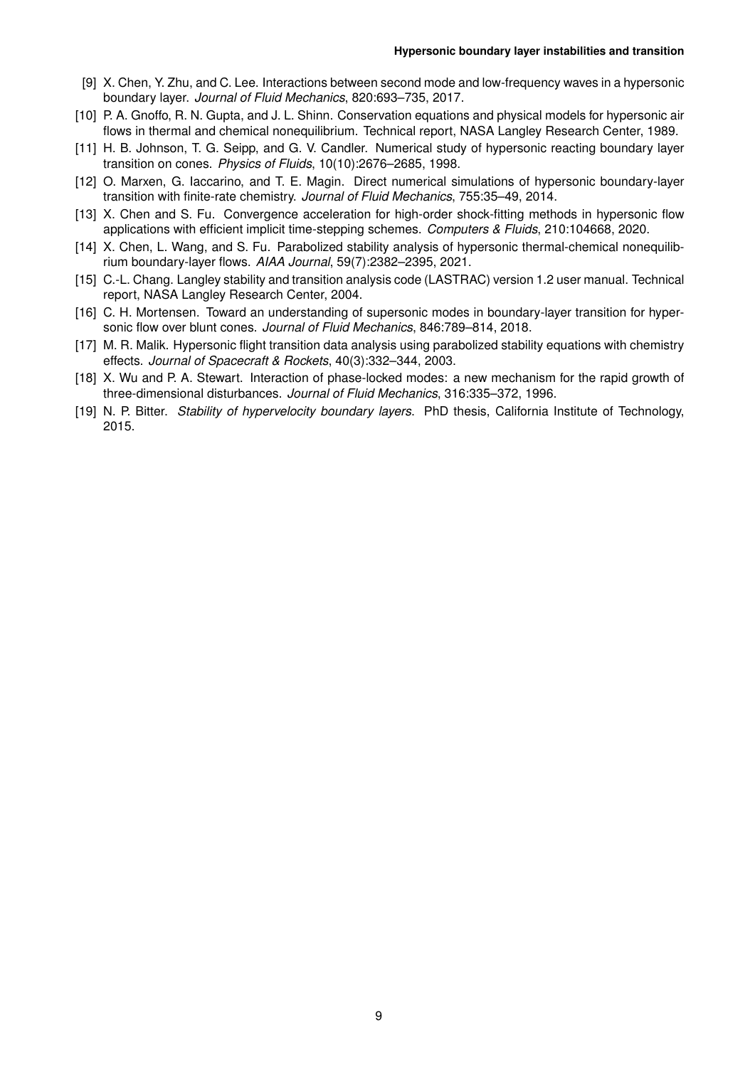[9] X. Chen, Y. Zhu, and C. Lee. Interactions between second mode and low-frequency waves in a hypersonic boundary layer. *Journal of Fluid Mechanics*, 820:693–735, 2017.

[10] P. A. Gnoffo, R. N. Gupta, and J. L. Shinn. Conservation equations and physical models for hypersonic air flows in thermal and chemical nonequilibrium. Technical report, NASA Langley Research Center, 1989.

[11] H. B. Johnson, T. G. Seipp, and G. V. Candler. Numerical study of hypersonic reacting boundary layer transition on cones. *Physics of Fluids*, 10(10):2676–2685, 1998.

[12] O. Marxen, G. Iaccarino, and T. E. Magin. Direct numerical simulations of hypersonic boundary-layer transition with finite-rate chemistry. *Journal of Fluid Mechanics*, 755:35–49, 2014.

[13] X. Chen and S. Fu. Convergence acceleration for high-order shock-fitting methods in hypersonic flow applications with efficient implicit time-stepping schemes. *Computers & Fluids*, 210:104668, 2020.

[14] X. Chen, L. Wang, and S. Fu. Parabolized stability analysis of hypersonic thermal-chemical nonequilibrium boundary-layer flows. *AIAA Journal*, 59(7):2382–2395, 2021.

[15] C.-L. Chang. Langley stability and transition analysis code (LASTRAC) version 1.2 user manual. Technical report, NASA Langley Research Center, 2004.

[16] C. H. Mortensen. Toward an understanding of supersonic modes in boundary-layer transition for hypersonic flow over blunt cones. *Journal of Fluid Mechanics*, 846:789–814, 2018.

[17] M. R. Malik. Hypersonic flight transition data analysis using parabolized stability equations with chemistry effects. *Journal of Spacecraft & Rockets*, 40(3):332–344, 2003.

[18] X. Wu and P. A. Stewart. Interaction of phase-locked modes: a new mechanism for the rapid growth of three-dimensional disturbances. *Journal of Fluid Mechanics*, 316:335–372, 1996.

[19] N. P. Bitter. *Stability of hypervelocity boundary layers*. PhD thesis, California Institute of Technology, 2015.